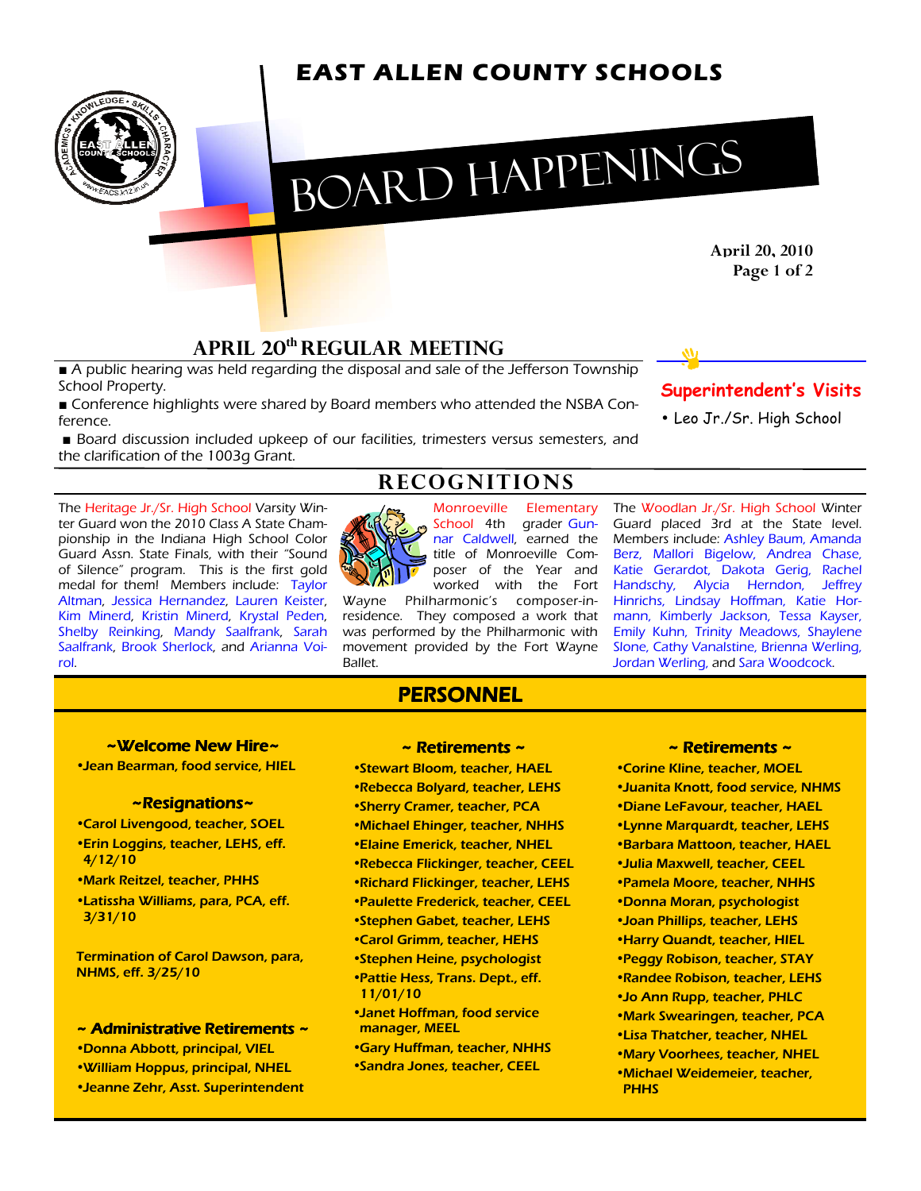# EAST ALLEN COUNTY SCHOOLS

# BOARD HAPPENINGS

**April 20, 2010**

## APRIL 20th REGULAR MEETING

- A public hearing was held regarding the disposal and sale of the Jefferson Township School Property.
- Conference highlights were shared by Board members who attended the NSBA Conference.
- Board discussion included upkeep of our facilities, trimesters versus semesters, and the clarification of the 1003g Grant.

### Superintendent's Visits

- Leo Jr./Sr. High School

## RECOGNITIONS

The Heritage Jr./Sr. High School Varsity Winter Guard won the 2010 Class A State Championship in the Indiana High School Color Guard Assn. State Finals, with their "Sound of Silence" program. This is the first gold medal for them! Members include: Taylor Altman, Jessica Hernandez, Lauren Keister, Kim Minerd, Kristin Minerd, Krystal Peden, Shelby Reinking, Mandy Saalfrank, Sarah Saalfrank, Brook Sherlock, and Arianna Voirol.

Monroeville Elementary School 4th grader Gunnar Caldwell, earned the title of Monroeville Composer of the Year and worked with the Fort Wayne Philharmonic's composer-in-residence. They composed a work that was performed by the Philharmonic with movement provided by the Fort Wayne Ballet.

The Woodlan Jr./Sr. High School Winter Guard placed 3rd at the State level. Members include: Ashley Baum, Amanda Berz, Mallori Bigelow, Andrea Chase, Katie Gerardot, Dakota Gerig, Rachel Handschy, Alycia Herndon, Jeffrey Hinrichs, Lindsay Hoffman, Katie Hormann, Kimberly Jackson, Tessa Kayser, Emily Kuhn, Trinity Meadows, Shaylene Slone, Cathy Vanalstine, Brienna Werling, Jordan Werling, and Sara Woodcock.

## PERSONNEL

### ~Welcome New Hire~

- Jean Bearman, food service, HIEL

### ~Resignations~

- Carol Livengood, teacher, SOEL
- Erin Loggins, teacher, LEHS, eff. 4/12/10
- Mark Reitzel, teacher, PHHS
- Latissha Williams, para, PCA, eff. 3/31/10

**Termination of Carol Dawson, para, NHMS, eff. 3/25/10**

### ~ Administrative Retirements ~

- Donna Abbott, principal, VIEL
- William Hoppus, principal, NHEL
- Jeanne Zehr, Asst. Superintendent

### ~ Retirements ~

- Stewart Bloom, teacher, HAEL
- Rebecca Bolyard, teacher, LEHS
- Sherry Cramer, teacher, PCA
- Michael Ehinger, teacher, NHHS
- Elaine Emerick, teacher, NHEL
- Rebecca Flickinger, teacher, CEEL
- Richard Flickinger, teacher, LEHS
- Paulette Frederick, teacher, CEEL
- Stephen Gabet, teacher, LEHS
- Carol Grimm, teacher, HEHS
- Stephen Heine, psychologist
- Pattie Hess, Trans. Dept., eff. 11/01/10
- Janet Hoffman, food service manager, MEEL
- Gary Huffman, teacher, NHHS
- Sandra Jones, teacher, CEEL
- Corine Kline, teacher, MOEL
- Juanita Knott, food service, NHMS
- Diane LeFavour, teacher, HAEL
- Lynne Marquardt, teacher, LEHS
- Barbara Mattoon, teacher, HAEL
- Julia Maxwell, teacher, CEEL
- Pamela Moore, teacher, NHHS
- Donna Moran, psychologist
- Joan Phillips, teacher, LEHS
- Harry Quandt, teacher, HIEL
- Peggy Robison, teacher, STAY
- Randee Robison, teacher, LEHS
- Jo Ann Rupp, teacher, PHLC
- Mark Swearingen, teacher, PCA
- Lisa Thatcher, teacher, NHEL
- Mary Voorhees, teacher, NHEL
- Michael Weidemeier, teacher, PHHS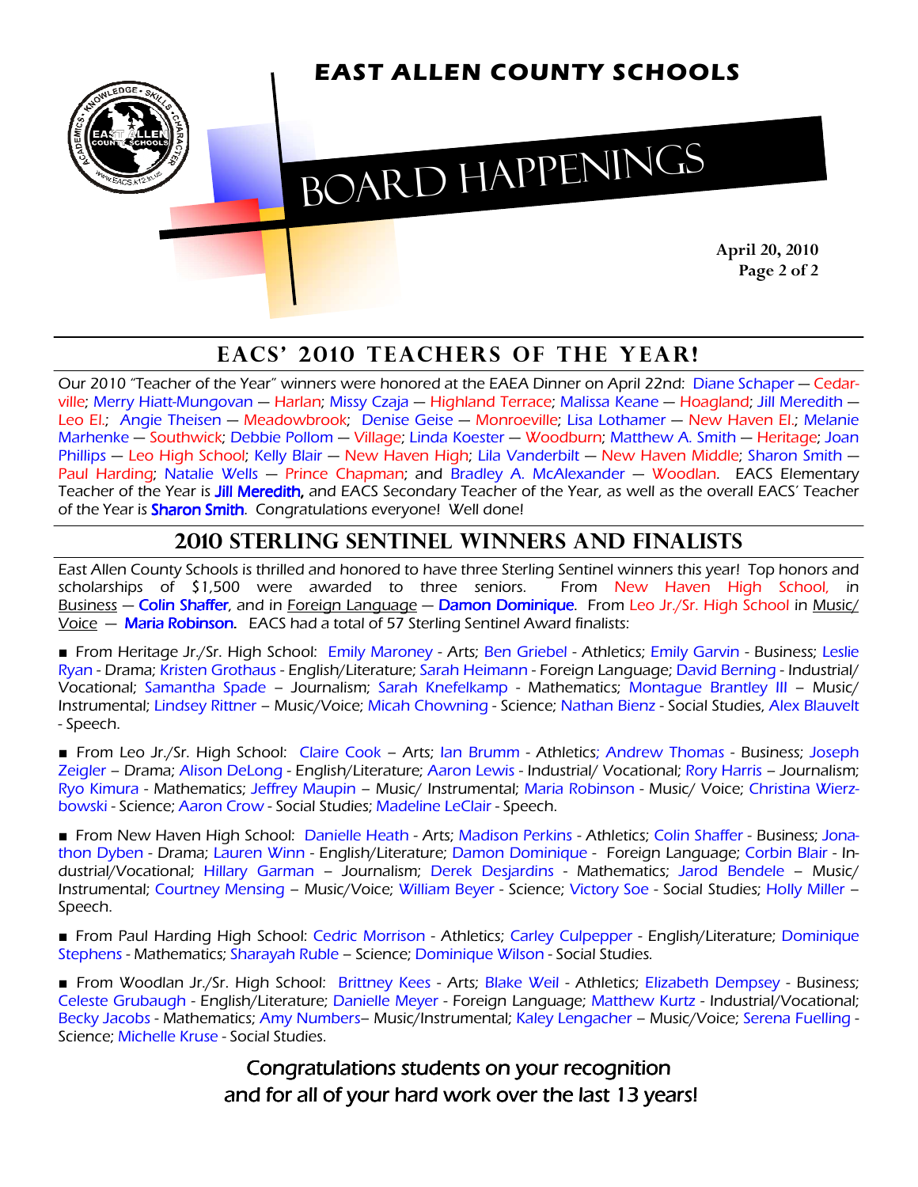# EAST ALLEN COUNTY SCHOOLS

# BOARD HAPPENINGS

**April 20, 2010**

## EACS' 2010 TEACHERS OF THE YEAR!

Our 2010 "Teacher of the Year" winners were honored at the EAEA Dinner on April 22nd: Diane Schaper — Cedarville; Merry Hiatt-Mungovan — Harlan; Missy Czaja — Highland Terrace; Malissa Keane — Hoagland; Jill Meredith — Leo El.; Angie Theisen — Meadowbrook; Denise Geise — Monroeville; Lisa Lothamer — New Haven El.; Melanie Marhenke — Southwick; Debbie Pollom — Village; Linda Koester — Woodburn; Matthew A. Smith — Heritage; Joan Phillips — Leo High School; Kelly Blair — New Haven High; Lila Vanderbilt — New Haven Middle; Sharon Smith — Paul Harding; Natalie Wells — Prince Chapman; and Bradley A. McAlexander — Woodlan. EACS Elementary Teacher of the Year is **Jill Meredith**, and EACS Secondary Teacher of the Year, as well as the overall EACS' Teacher of the Year is **Sharon Smith**. Congratulations everyone! Well done!

## 2010 STERLING SENTINEL WINNERS AND FINALISTS

East Allen County Schools is thrilled and honored to have three Sterling Sentinel winners this year! Top honors and scholarships of $1,500 were awarded to three seniors. From New Haven High School, in Business — **Colin Shaffer**, and in Foreign Language — **Damon Dominique**. From Leo Jr./Sr. High School in Music/ Voice — **Maria Robinson**. EACS had a total of 57 Sterling Sentinel Award finalists:

- From Heritage Jr./Sr. High School: Emily Maroney - Arts; Ben Griebel - Athletics; Emily Garvin - Business; Leslie Ryan - Drama; Kristen Grothaus - English/Literature; Sarah Heimann - Foreign Language; David Berning - Industrial/ Vocational; Samantha Spade – Journalism; Sarah Knefelkamp - Mathematics; Montague Brantley III – Music/ Instrumental; Lindsey Rittner – Music/Voice; Micah Chowning - Science; Nathan Bienz - Social Studies, Alex Blauvelt - Speech.

- From Leo Jr./Sr. High School: Claire Cook – Arts; Ian Brumm - Athletics; Andrew Thomas - Business; Joseph Zeigler – Drama; Alison DeLong - English/Literature; Aaron Lewis - Industrial/ Vocational; Rory Harris – Journalism; Ryo Kimura - Mathematics; Jeffrey Maupin – Music/ Instrumental; Maria Robinson - Music/ Voice; Christina Wierzbowski - Science; Aaron Crow - Social Studies; Madeline LeClair - Speech.

- From New Haven High School: Danielle Heath - Arts; Madison Perkins - Athletics; Colin Shaffer - Business; Jonathon Dyben - Drama; Lauren Winn - English/Literature; Damon Dominique - Foreign Language; Corbin Blair - Industrial/Vocational; Hillary Garman – Journalism; Derek Desjardins - Mathematics; Jarod Bendele – Music/ Instrumental; Courtney Mensing – Music/Voice; William Beyer - Science; Victory Soe - Social Studies; Holly Miller – Speech.

- From Paul Harding High School: Cedric Morrison - Athletics; Carley Culpepper - English/Literature; Dominique Stephens - Mathematics; Sharayah Ruble – Science; Dominique Wilson - Social Studies.

- From Woodlan Jr./Sr. High School: Brittney Kees - Arts; Blake Weil - Athletics; Elizabeth Dempsey - Business; Celeste Grubaugh - English/Literature; Danielle Meyer - Foreign Language; Matthew Kurtz - Industrial/Vocational; Becky Jacobs - Mathematics; Amy Numbers– Music/Instrumental; Kaley Lengacher – Music/Voice; Serena Fuelling - Science; Michelle Kruse - Social Studies.

Congratulations students on your recognition
and for all of your hard work over the last 13 years!